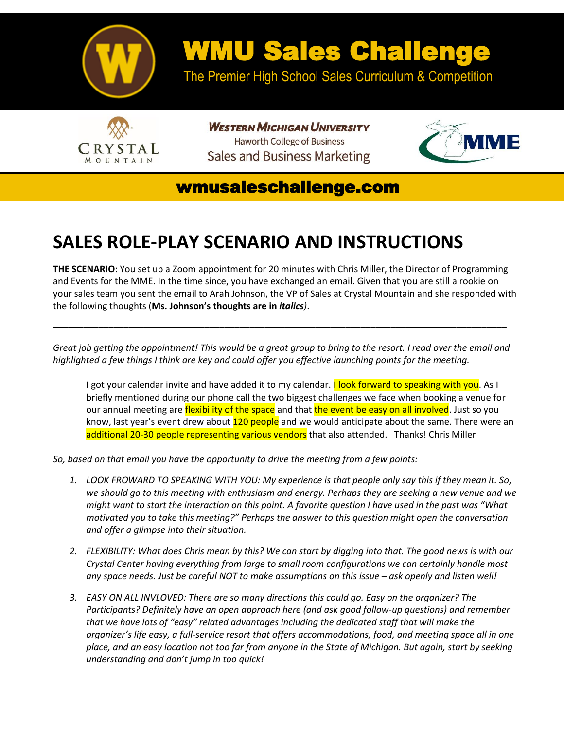# WMU Sales Challenge

The Premier High School Sales Curriculum & Competition

CRYSTAL MOUNTAIN

**WESTERN MICHIGAN UNIVERSITY**
Haworth College of Business
Sales and Business Marketing

MME

**wmusaleschallenge.com**

# SALES ROLE-PLAY SCENARIO AND INSTRUCTIONS

**THE SCENARIO**: You set up a Zoom appointment for 20 minutes with Chris Miller, the Director of Programming and Events for the MME. In the time since, you have exchanged an email. Given that you are still a rookie on your sales team you sent the email to Arah Johnson, the VP of Sales at Crystal Mountain and she responded with the following thoughts (**Ms. Johnson's thoughts are in *italics***).

---

*Great job getting the appointment! This would be a great group to bring to the resort. I read over the email and highlighted a few things I think are key and could offer you effective launching points for the meeting.*

> I got your calendar invite and have added it to my calendar. I look forward to speaking with you. As I briefly mentioned during our phone call the two biggest challenges we face when booking a venue for our annual meeting are flexibility of the space and that the event be easy on all involved. Just so you know, last year's event drew about 120 people and we would anticipate about the same. There were an additional 20-30 people representing various vendors that also attended. Thanks! Chris Miller

*So, based on that email you have the opportunity to drive the meeting from a few points:*

1. *LOOK FROWARD TO SPEAKING WITH YOU: My experience is that people only say this if they mean it. So, we should go to this meeting with enthusiasm and energy. Perhaps they are seeking a new venue and we might want to start the interaction on this point. A favorite question I have used in the past was "What motivated you to take this meeting?" Perhaps the answer to this question might open the conversation and offer a glimpse into their situation.*

2. *FLEXIBILITY: What does Chris mean by this? We can start by digging into that. The good news is with our Crystal Center having everything from large to small room configurations we can certainly handle most any space needs. Just be careful NOT to make assumptions on this issue – ask openly and listen well!*

3. *EASY ON ALL INVLOVED: There are so many directions this could go. Easy on the organizer? The Participants? Definitely have an open approach here (and ask good follow-up questions) and remember that we have lots of "easy" related advantages including the dedicated staff that will make the organizer's life easy, a full-service resort that offers accommodations, food, and meeting space all in one place, and an easy location not too far from anyone in the State of Michigan. But again, start by seeking understanding and don't jump in too quick!*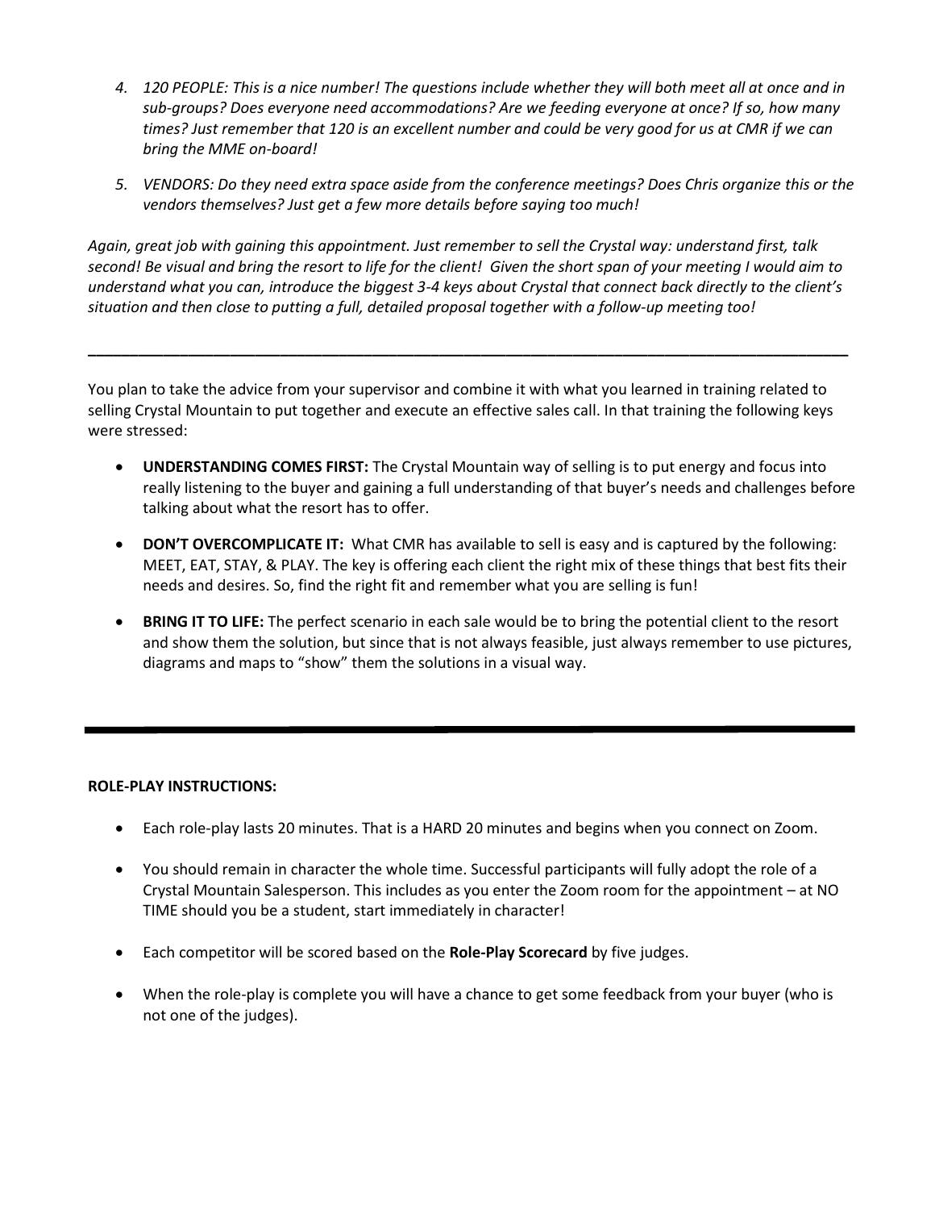4. *120 PEOPLE: This is a nice number! The questions include whether they will both meet all at once and in sub-groups? Does everyone need accommodations? Are we feeding everyone at once? If so, how many times? Just remember that 120 is an excellent number and could be very good for us at CMR if we can bring the MME on-board!*

5. *VENDORS: Do they need extra space aside from the conference meetings? Does Chris organize this or the vendors themselves? Just get a few more details before saying too much!*

*Again, great job with gaining this appointment. Just remember to sell the Crystal way: understand first, talk second! Be visual and bring the resort to life for the client! Given the short span of your meeting I would aim to understand what you can, introduce the biggest 3-4 keys about Crystal that connect back directly to the client's situation and then close to putting a full, detailed proposal together with a follow-up meeting too!*

---

You plan to take the advice from your supervisor and combine it with what you learned in training related to selling Crystal Mountain to put together and execute an effective sales call. In that training the following keys were stressed:

- **UNDERSTANDING COMES FIRST:** The Crystal Mountain way of selling is to put energy and focus into really listening to the buyer and gaining a full understanding of that buyer's needs and challenges before talking about what the resort has to offer.
- **DON'T OVERCOMPLICATE IT:** What CMR has available to sell is easy and is captured by the following: MEET, EAT, STAY, & PLAY. The key is offering each client the right mix of these things that best fits their needs and desires. So, find the right fit and remember what you are selling is fun!
- **BRING IT TO LIFE:** The perfect scenario in each sale would be to bring the potential client to the resort and show them the solution, but since that is not always feasible, just always remember to use pictures, diagrams and maps to "show" them the solutions in a visual way.

---

**ROLE-PLAY INSTRUCTIONS:**

- Each role-play lasts 20 minutes. That is a HARD 20 minutes and begins when you connect on Zoom.
- You should remain in character the whole time. Successful participants will fully adopt the role of a Crystal Mountain Salesperson. This includes as you enter the Zoom room for the appointment – at NO TIME should you be a student, start immediately in character!
- Each competitor will be scored based on the **Role-Play Scorecard** by five judges.
- When the role-play is complete you will have a chance to get some feedback from your buyer (who is not one of the judges).